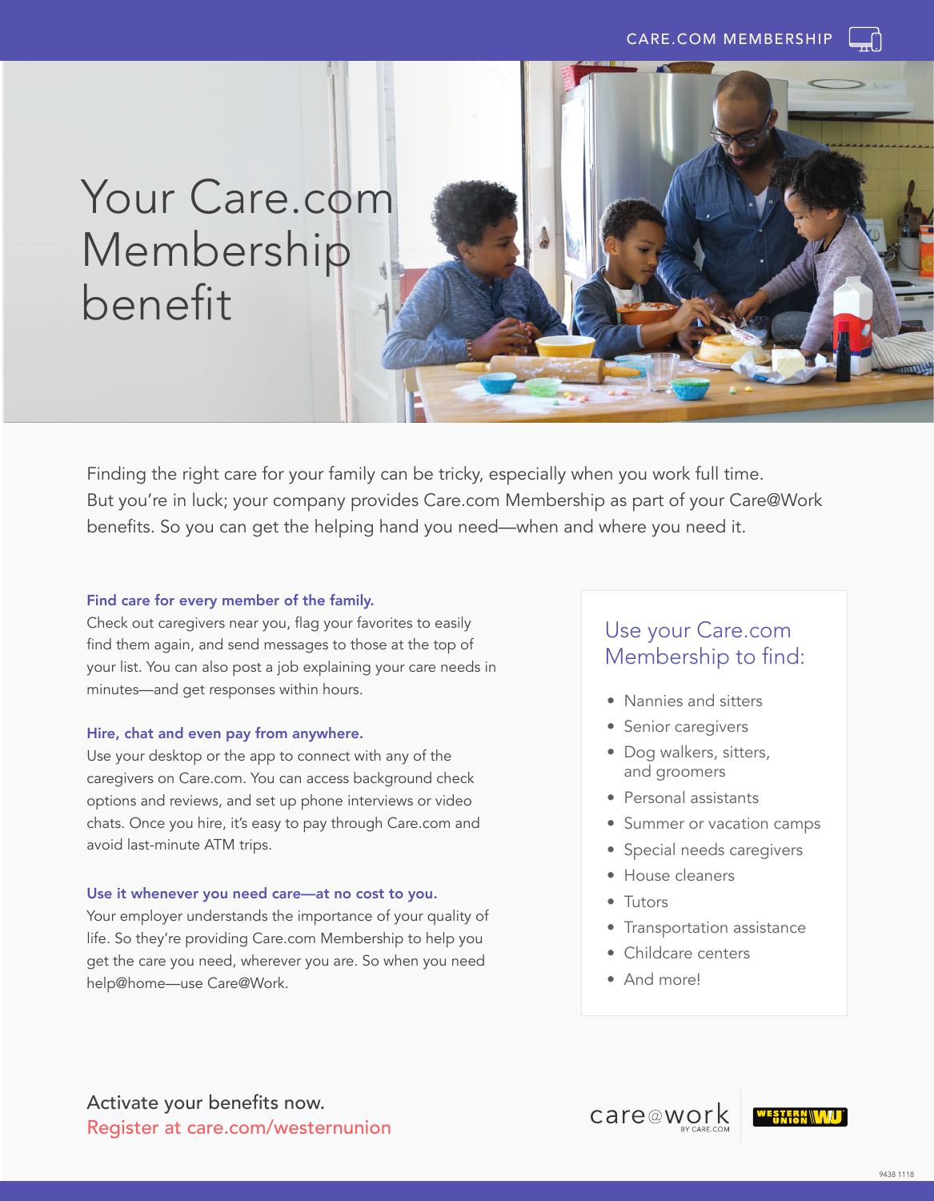CARE.COM MEMBERSHIP

# Your Care.com Membership benefit

Finding the right care for your family can be tricky, especially when you work full time. But you're in luck; your company provides Care.com Membership as part of your Care@Work benefits. So you can get the helping hand you need—when and where you need it.

**Find care for every member of the family.**
Check out caregivers near you, flag your favorites to easily find them again, and send messages to those at the top of your list. You can also post a job explaining your care needs in minutes—and get responses within hours.

**Hire, chat and even pay from anywhere.**
Use your desktop or the app to connect with any of the caregivers on Care.com. You can access background check options and reviews, and set up phone interviews or video chats. Once you hire, it's easy to pay through Care.com and avoid last-minute ATM trips.

**Use it whenever you need care—at no cost to you.**
Your employer understands the importance of your quality of life. So they're providing Care.com Membership to help you get the care you need, wherever you are. So when you need help@home—use Care@Work.

## Use your Care.com Membership to find:

- Nannies and sitters
- Senior caregivers
- Dog walkers, sitters, and groomers
- Personal assistants
- Summer or vacation camps
- Special needs caregivers
- House cleaners
- Tutors
- Transportation assistance
- Childcare centers
- And more!

Activate your benefits now.
Register at care.com/westernunion

care@work BY CARE.COM | WESTERN UNION WU

9438 1118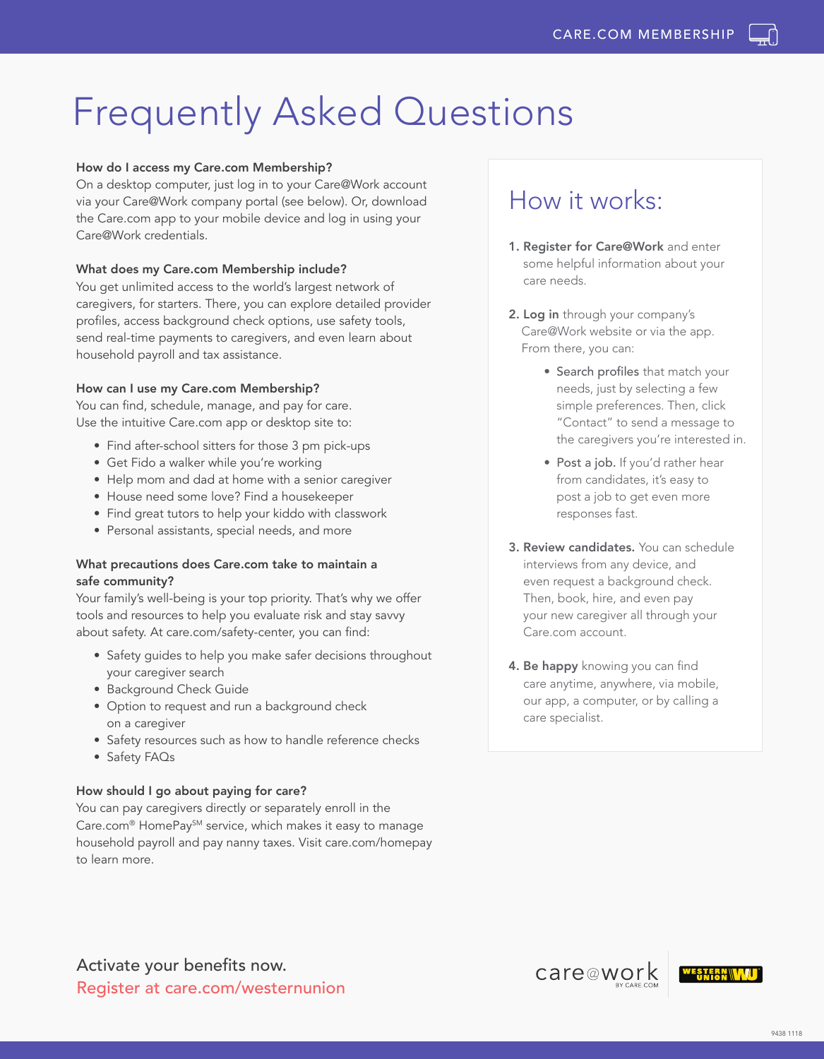# Frequently Asked Questions

**How do I access my Care.com Membership?**
On a desktop computer, just log in to your Care@Work account via your Care@Work company portal (see below). Or, download the Care.com app to your mobile device and log in using your Care@Work credentials.

**What does my Care.com Membership include?**
You get unlimited access to the world's largest network of caregivers, for starters. There, you can explore detailed provider profiles, access background check options, use safety tools, send real-time payments to caregivers, and even learn about household payroll and tax assistance.

**How can I use my Care.com Membership?**
You can find, schedule, manage, and pay for care.
Use the intuitive Care.com app or desktop site to:

- Find after-school sitters for those 3 pm pick-ups
- Get Fido a walker while you're working
- Help mom and dad at home with a senior caregiver
- House need some love? Find a housekeeper
- Find great tutors to help your kiddo with classwork
- Personal assistants, special needs, and more

**What precautions does Care.com take to maintain a safe community?**
Your family's well-being is your top priority. That's why we offer tools and resources to help you evaluate risk and stay savvy about safety. At care.com/safety-center, you can find:

- Safety guides to help you make safer decisions throughout your caregiver search
- Background Check Guide
- Option to request and run a background check on a caregiver
- Safety resources such as how to handle reference checks
- Safety FAQs

**How should I go about paying for care?**
You can pay caregivers directly or separately enroll in the Care.com® HomePay℠ service, which makes it easy to manage household payroll and pay nanny taxes. Visit care.com/homepay to learn more.

## How it works:

1. **Register for Care@Work** and enter some helpful information about your care needs.
2. **Log in** through your company's Care@Work website or via the app. From there, you can:
   - **Search profiles** that match your needs, just by selecting a few simple preferences. Then, click "Contact" to send a message to the caregivers you're interested in.
   - **Post a job.** If you'd rather hear from candidates, it's easy to post a job to get even more responses fast.
3. **Review candidates.** You can schedule interviews from any device, and even request a background check. Then, book, hire, and even pay your new caregiver all through your Care.com account.
4. **Be happy** knowing you can find care anytime, anywhere, via mobile, our app, a computer, or by calling a care specialist.

Activate your benefits now.
Register at care.com/westernunion

care@work BY CARE.COM | WESTERN UNION WU

9438 1118